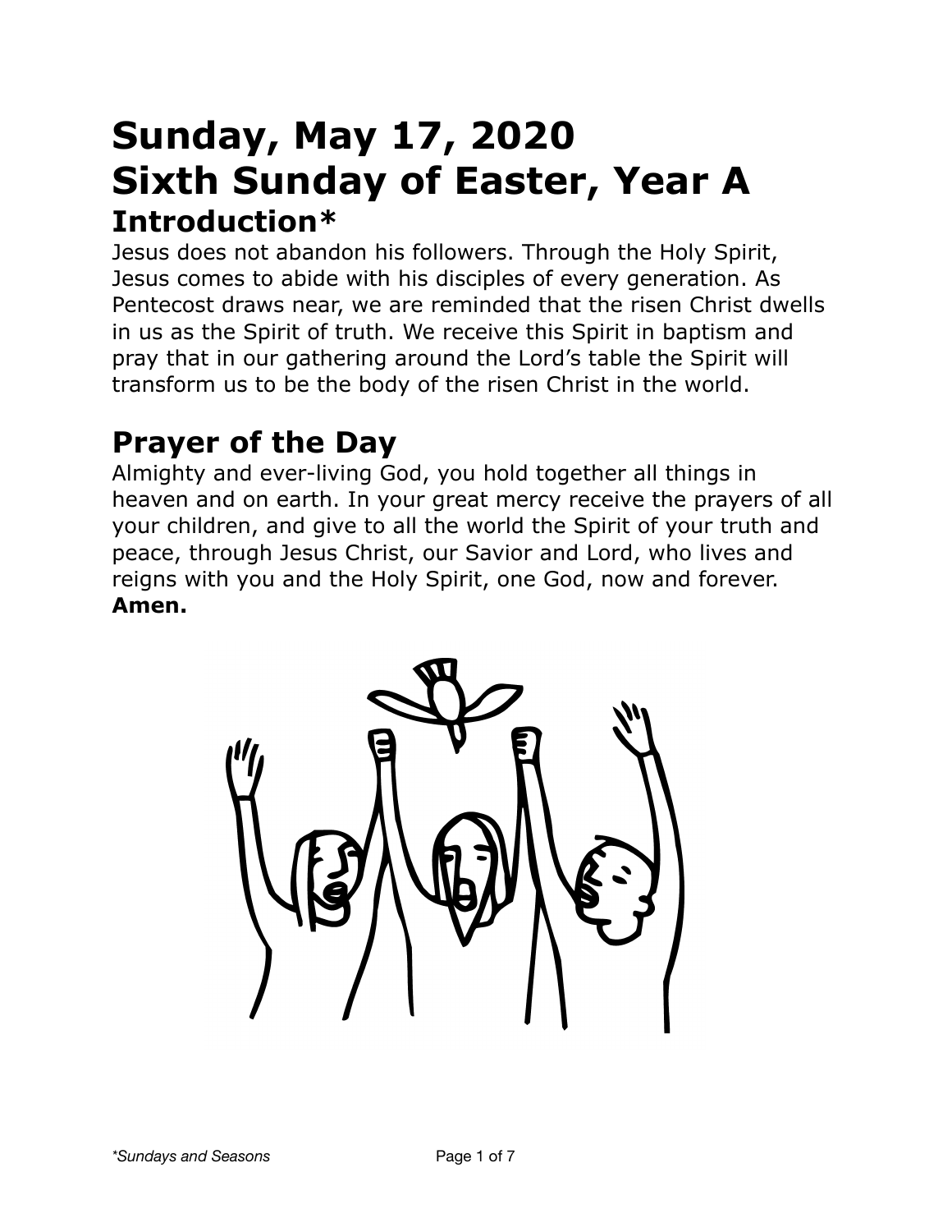# Sunday, May 17, 2020
# Sixth Sunday of Easter, Year A

## Introduction*

Jesus does not abandon his followers. Through the Holy Spirit, Jesus comes to abide with his disciples of every generation. As Pentecost draws near, we are reminded that the risen Christ dwells in us as the Spirit of truth. We receive this Spirit in baptism and pray that in our gathering around the Lord's table the Spirit will transform us to be the body of the risen Christ in the world.

## Prayer of the Day

Almighty and ever-living God, you hold together all things in heaven and on earth. In your great mercy receive the prayers of all your children, and give to all the world the Spirit of your truth and peace, through Jesus Christ, our Savior and Lord, who lives and reigns with you and the Holy Spirit, one God, now and forever. **Amen.**

*\*Sundays and Seasons*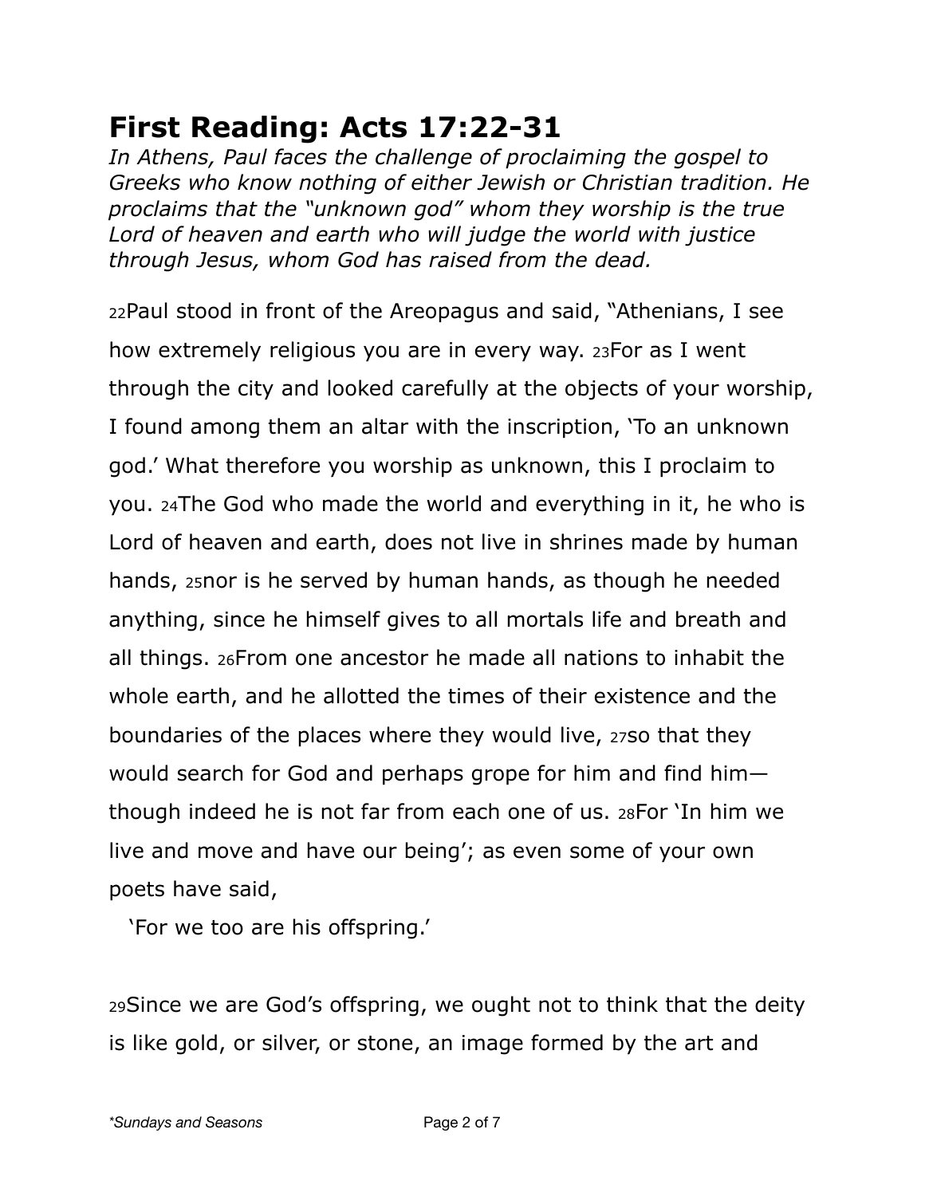# First Reading: Acts 17:22-31

*In Athens, Paul faces the challenge of proclaiming the gospel to Greeks who know nothing of either Jewish or Christian tradition. He proclaims that the "unknown god" whom they worship is the true Lord of heaven and earth who will judge the world with justice through Jesus, whom God has raised from the dead.*

22Paul stood in front of the Areopagus and said, "Athenians, I see how extremely religious you are in every way. 23For as I went through the city and looked carefully at the objects of your worship, I found among them an altar with the inscription, 'To an unknown god.' What therefore you worship as unknown, this I proclaim to you. 24The God who made the world and everything in it, he who is Lord of heaven and earth, does not live in shrines made by human hands, 25nor is he served by human hands, as though he needed anything, since he himself gives to all mortals life and breath and all things. 26From one ancestor he made all nations to inhabit the whole earth, and he allotted the times of their existence and the boundaries of the places where they would live, 27so that they would search for God and perhaps grope for him and find him— though indeed he is not far from each one of us. 28For 'In him we live and move and have our being'; as even some of your own poets have said,

'For we too are his offspring.'

29Since we are God's offspring, we ought not to think that the deity is like gold, or silver, or stone, an image formed by the art and

*\*Sundays and Seasons*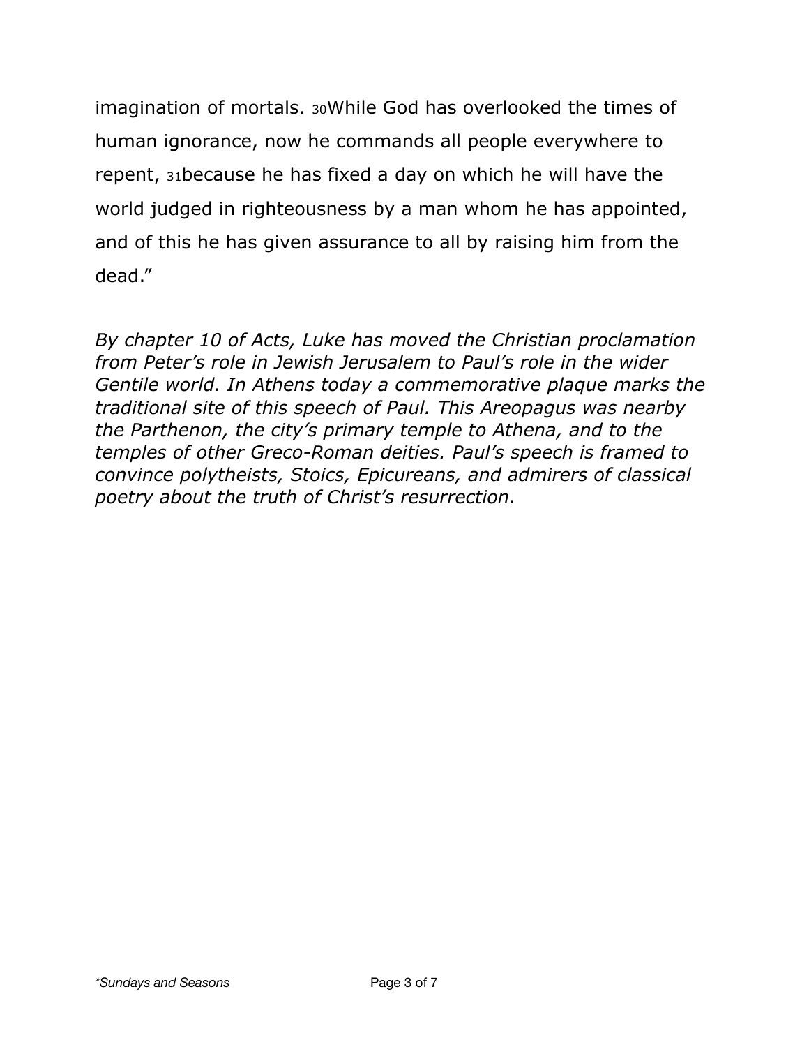imagination of mortals. 30While God has overlooked the times of human ignorance, now he commands all people everywhere to repent, 31because he has fixed a day on which he will have the world judged in righteousness by a man whom he has appointed, and of this he has given assurance to all by raising him from the dead."

*By chapter 10 of Acts, Luke has moved the Christian proclamation from Peter's role in Jewish Jerusalem to Paul's role in the wider Gentile world. In Athens today a commemorative plaque marks the traditional site of this speech of Paul. This Areopagus was nearby the Parthenon, the city's primary temple to Athena, and to the temples of other Greco-Roman deities. Paul's speech is framed to convince polytheists, Stoics, Epicureans, and admirers of classical poetry about the truth of Christ's resurrection.*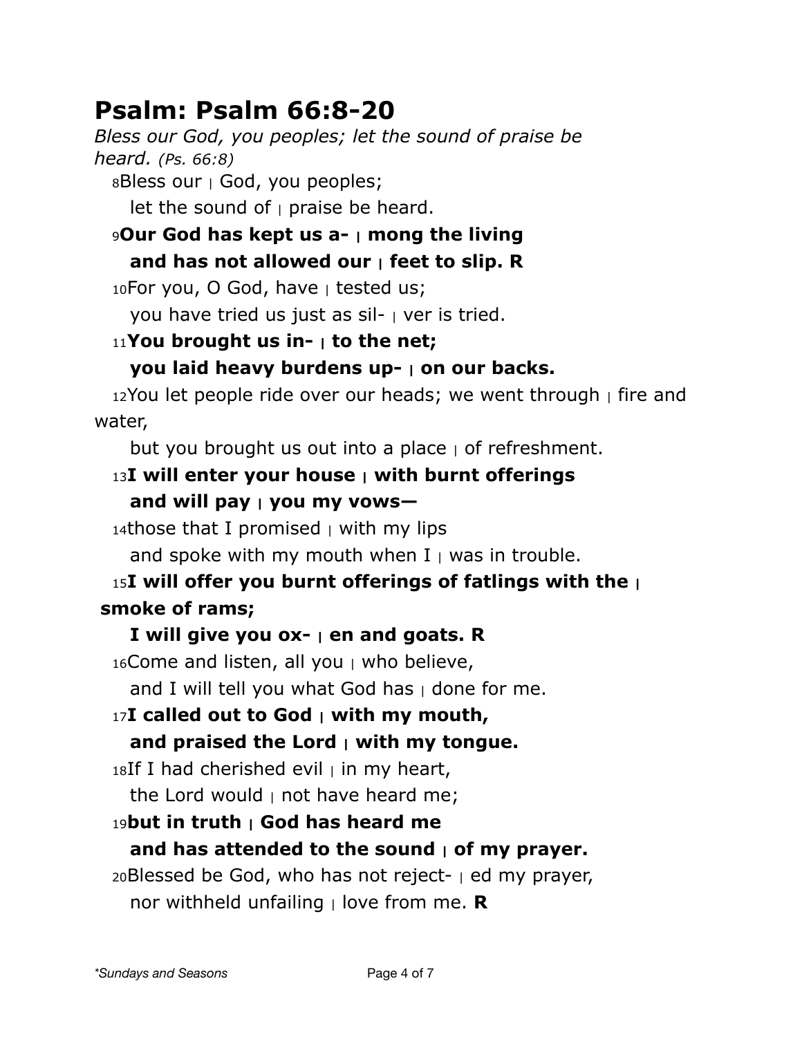# Psalm: Psalm 66:8-20

*Bless our God, you peoples; let the sound of praise be heard. (Ps. 66:8)*

8Bless our | God, you peoples;
let the sound of | praise be heard.

**9Our God has kept us a- | mong the living**
**and has not allowed our | feet to slip. R**

10For you, O God, have | tested us;
you have tried us just as sil- | ver is tried.

**11You brought us in- | to the net;**
**you laid heavy burdens up- | on our backs.**

12You let people ride over our heads; we went through | fire and water,
but you brought us out into a place | of refreshment.

**13I will enter your house | with burnt offerings**
**and will pay | you my vows—**

14those that I promised | with my lips
and spoke with my mouth when I | was in trouble.

**15I will offer you burnt offerings of fatlings with the | smoke of rams;**
**I will give you ox- | en and goats. R**

16Come and listen, all you | who believe,
and I will tell you what God has | done for me.

**17I called out to God | with my mouth,**
**and praised the Lord | with my tongue.**

18If I had cherished evil | in my heart,
the Lord would | not have heard me;

**19but in truth | God has heard me**
**and has attended to the sound | of my prayer.**

20Blessed be God, who has not reject- | ed my prayer,
nor withheld unfailing | love from me. **R**

*\*Sundays and Seasons*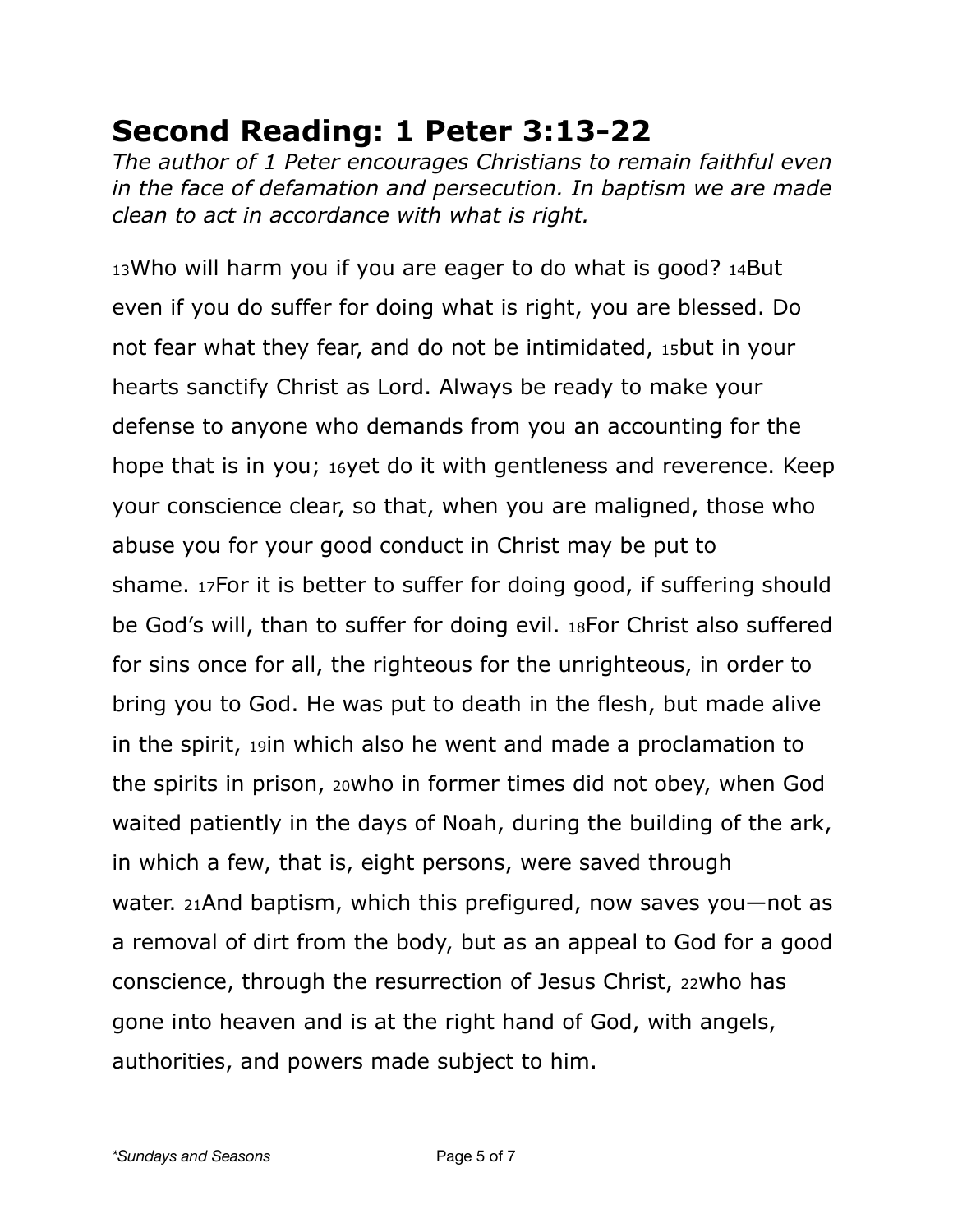## Second Reading: 1 Peter 3:13-22

*The author of 1 Peter encourages Christians to remain faithful even in the face of defamation and persecution. In baptism we are made clean to act in accordance with what is right.*

13Who will harm you if you are eager to do what is good? 14But even if you do suffer for doing what is right, you are blessed. Do not fear what they fear, and do not be intimidated, 15but in your hearts sanctify Christ as Lord. Always be ready to make your defense to anyone who demands from you an accounting for the hope that is in you; 16yet do it with gentleness and reverence. Keep your conscience clear, so that, when you are maligned, those who abuse you for your good conduct in Christ may be put to shame. 17For it is better to suffer for doing good, if suffering should be God's will, than to suffer for doing evil. 18For Christ also suffered for sins once for all, the righteous for the unrighteous, in order to bring you to God. He was put to death in the flesh, but made alive in the spirit, 19in which also he went and made a proclamation to the spirits in prison, 20who in former times did not obey, when God waited patiently in the days of Noah, during the building of the ark, in which a few, that is, eight persons, were saved through water. 21And baptism, which this prefigured, now saves you—not as a removal of dirt from the body, but as an appeal to God for a good conscience, through the resurrection of Jesus Christ, 22who has gone into heaven and is at the right hand of God, with angels, authorities, and powers made subject to him.

*Sundays and Seasons*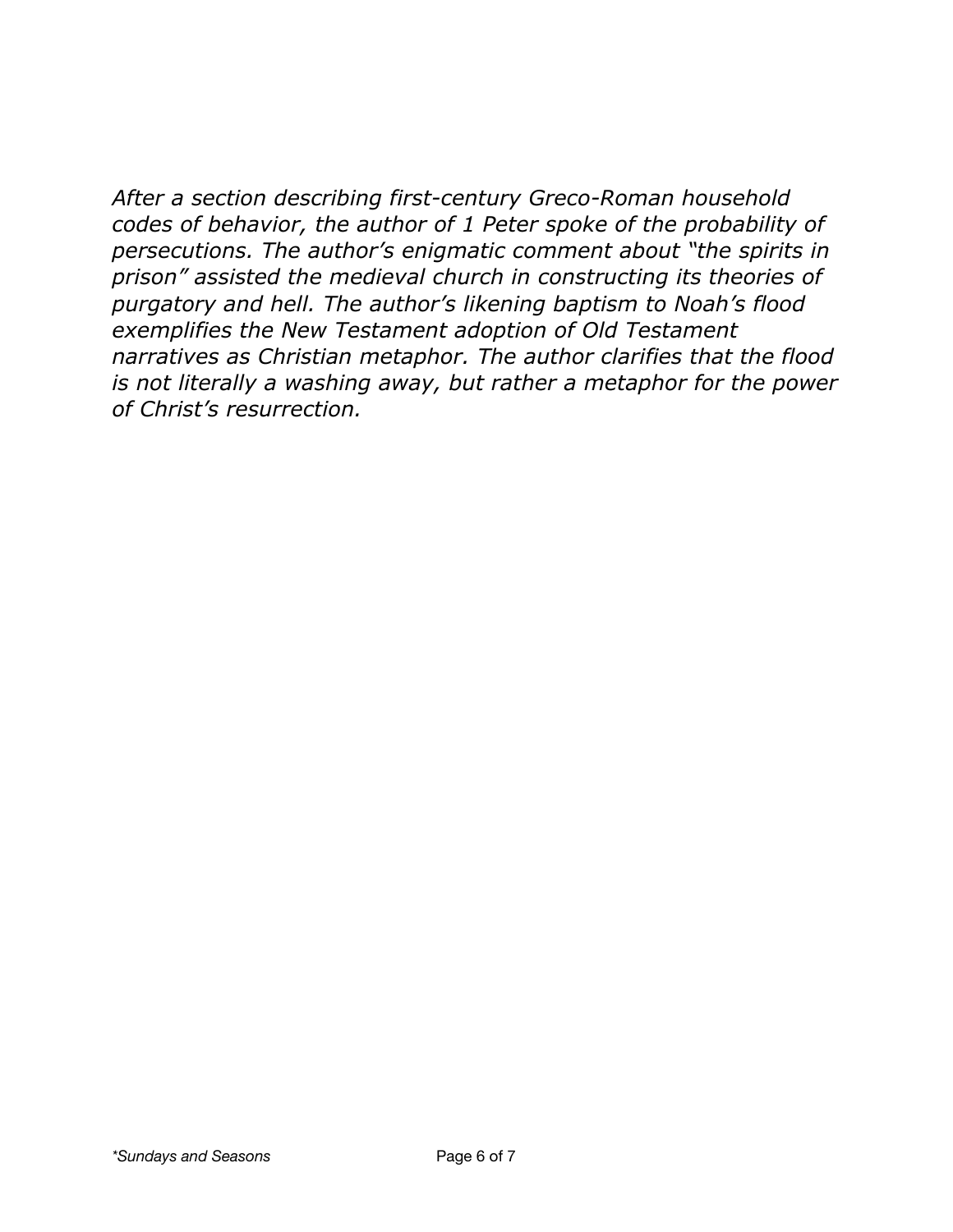*After a section describing first-century Greco-Roman household codes of behavior, the author of 1 Peter spoke of the probability of persecutions. The author's enigmatic comment about "the spirits in prison" assisted the medieval church in constructing its theories of purgatory and hell. The author's likening baptism to Noah's flood exemplifies the New Testament adoption of Old Testament narratives as Christian metaphor. The author clarifies that the flood is not literally a washing away, but rather a metaphor for the power of Christ's resurrection.*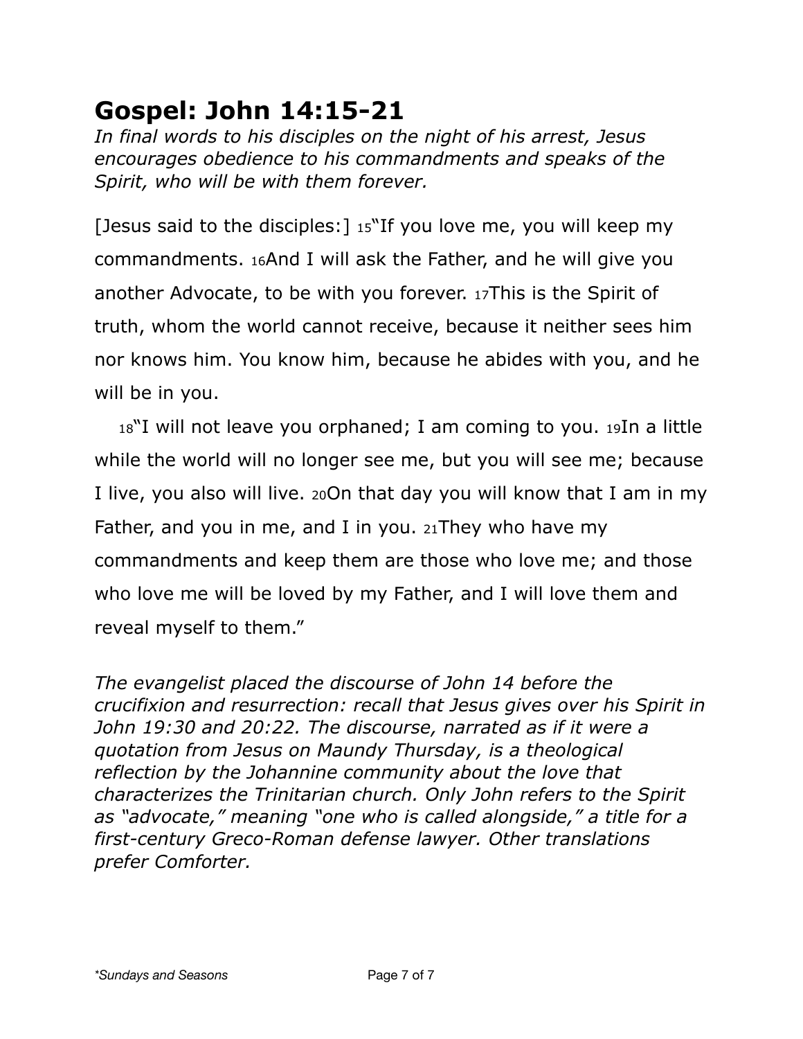## Gospel: John 14:15-21

*In final words to his disciples on the night of his arrest, Jesus encourages obedience to his commandments and speaks of the Spirit, who will be with them forever.*

[Jesus said to the disciples:] 15"If you love me, you will keep my commandments. 16And I will ask the Father, and he will give you another Advocate, to be with you forever. 17This is the Spirit of truth, whom the world cannot receive, because it neither sees him nor knows him. You know him, because he abides with you, and he will be in you.

18"I will not leave you orphaned; I am coming to you. 19In a little while the world will no longer see me, but you will see me; because I live, you also will live. 20On that day you will know that I am in my Father, and you in me, and I in you. 21They who have my commandments and keep them are those who love me; and those who love me will be loved by my Father, and I will love them and reveal myself to them."

*The evangelist placed the discourse of John 14 before the crucifixion and resurrection: recall that Jesus gives over his Spirit in John 19:30 and 20:22. The discourse, narrated as if it were a quotation from Jesus on Maundy Thursday, is a theological reflection by the Johannine community about the love that characterizes the Trinitarian church. Only John refers to the Spirit as "advocate," meaning "one who is called alongside," a title for a first-century Greco-Roman defense lawyer. Other translations prefer Comforter.*